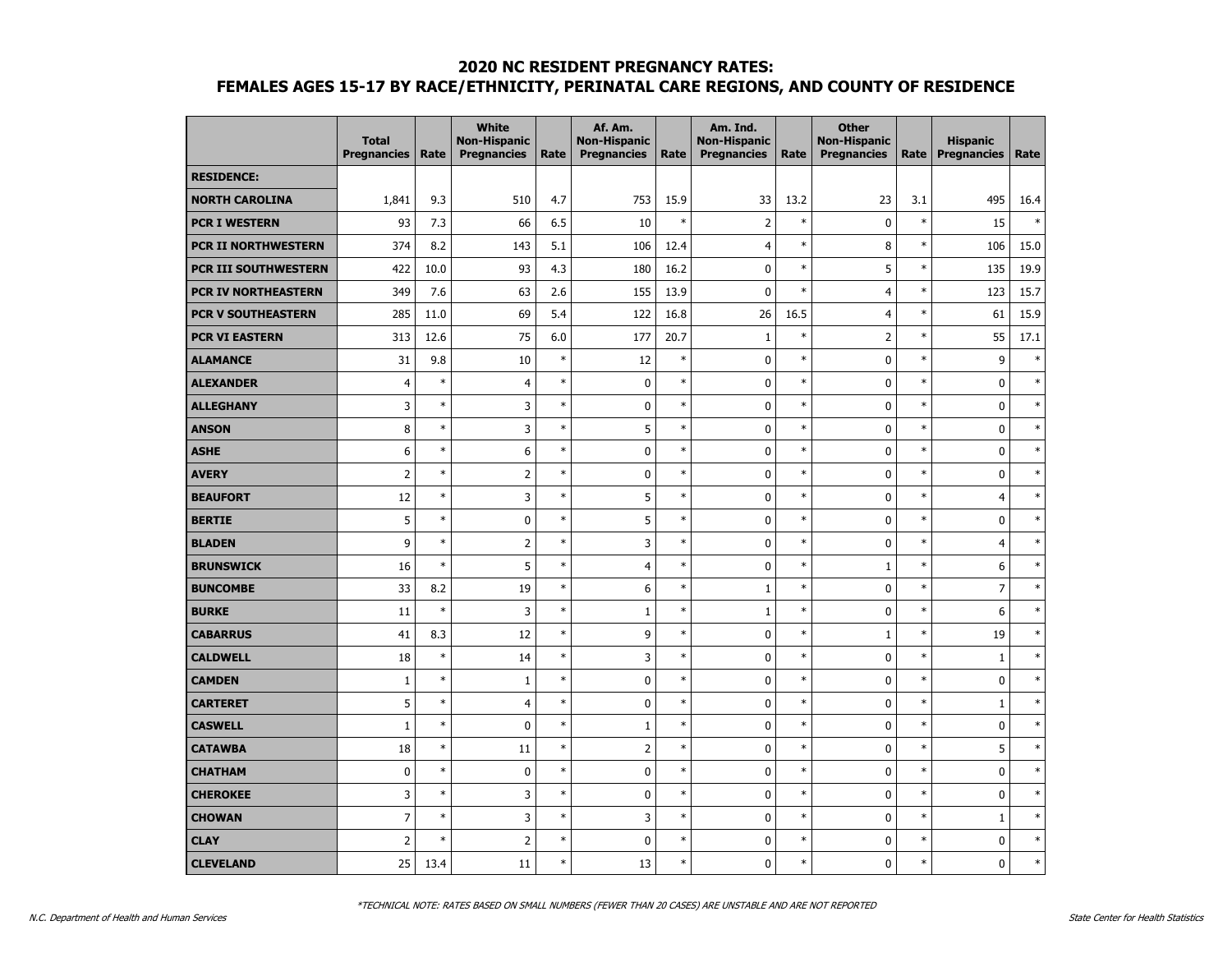## 2020 NC RESIDENT PREGNANCY RATES:
## FEMALES AGES 15-17 BY RACE/ETHNICITY, PERINATAL CARE REGIONS, AND COUNTY OF RESIDENCE

| | Total Pregnancies | Rate | White Non-Hispanic Pregnancies | Rate | Af. Am. Non-Hispanic Pregnancies | Rate | Am. Ind. Non-Hispanic Pregnancies | Rate | Other Non-Hispanic Pregnancies | Rate | Hispanic Pregnancies | Rate |
|---|---|---|---|---|---|---|---|---|---|---|---|---|
| **RESIDENCE:** | | | | | | | | | | | | |
| **NORTH CAROLINA** | 1,841 | 9.3 | 510 | 4.7 | 753 | 15.9 | 33 | 13.2 | 23 | 3.1 | 495 | 16.4 |
| **PCR I WESTERN** | 93 | 7.3 | 66 | 6.5 | 10 | * | 2 | * | 0 | * | 15 | * |
| **PCR II NORTHWESTERN** | 374 | 8.2 | 143 | 5.1 | 106 | 12.4 | 4 | * | 8 | * | 106 | 15.0 |
| **PCR III SOUTHWESTERN** | 422 | 10.0 | 93 | 4.3 | 180 | 16.2 | 0 | * | 5 | * | 135 | 19.9 |
| **PCR IV NORTHEASTERN** | 349 | 7.6 | 63 | 2.6 | 155 | 13.9 | 0 | * | 4 | * | 123 | 15.7 |
| **PCR V SOUTHEASTERN** | 285 | 11.0 | 69 | 5.4 | 122 | 16.8 | 26 | 16.5 | 4 | * | 61 | 15.9 |
| **PCR VI EASTERN** | 313 | 12.6 | 75 | 6.0 | 177 | 20.7 | 1 | * | 2 | * | 55 | 17.1 |
| **ALAMANCE** | 31 | 9.8 | 10 | * | 12 | * | 0 | * | 0 | * | 9 | * |
| **ALEXANDER** | 4 | * | 4 | * | 0 | * | 0 | * | 0 | * | 0 | * |
| **ALLEGHANY** | 3 | * | 3 | * | 0 | * | 0 | * | 0 | * | 0 | * |
| **ANSON** | 8 | * | 3 | * | 5 | * | 0 | * | 0 | * | 0 | * |
| **ASHE** | 6 | * | 6 | * | 0 | * | 0 | * | 0 | * | 0 | * |
| **AVERY** | 2 | * | 2 | * | 0 | * | 0 | * | 0 | * | 0 | * |
| **BEAUFORT** | 12 | * | 3 | * | 5 | * | 0 | * | 0 | * | 4 | * |
| **BERTIE** | 5 | * | 0 | * | 5 | * | 0 | * | 0 | * | 0 | * |
| **BLADEN** | 9 | * | 2 | * | 3 | * | 0 | * | 0 | * | 4 | * |
| **BRUNSWICK** | 16 | * | 5 | * | 4 | * | 0 | * | 1 | * | 6 | * |
| **BUNCOMBE** | 33 | 8.2 | 19 | * | 6 | * | 1 | * | 0 | * | 7 | * |
| **BURKE** | 11 | * | 3 | * | 1 | * | 1 | * | 0 | * | 6 | * |
| **CABARRUS** | 41 | 8.3 | 12 | * | 9 | * | 0 | * | 1 | * | 19 | * |
| **CALDWELL** | 18 | * | 14 | * | 3 | * | 0 | * | 0 | * | 1 | * |
| **CAMDEN** | 1 | * | 1 | * | 0 | * | 0 | * | 0 | * | 0 | * |
| **CARTERET** | 5 | * | 4 | * | 0 | * | 0 | * | 0 | * | 1 | * |
| **CASWELL** | 1 | * | 0 | * | 1 | * | 0 | * | 0 | * | 0 | * |
| **CATAWBA** | 18 | * | 11 | * | 2 | * | 0 | * | 0 | * | 5 | * |
| **CHATHAM** | 0 | * | 0 | * | 0 | * | 0 | * | 0 | * | 0 | * |
| **CHEROKEE** | 3 | * | 3 | * | 0 | * | 0 | * | 0 | * | 0 | * |
| **CHOWAN** | 7 | * | 3 | * | 3 | * | 0 | * | 0 | * | 1 | * |
| **CLAY** | 2 | * | 2 | * | 0 | * | 0 | * | 0 | * | 0 | * |
| **CLEVELAND** | 25 | 13.4 | 11 | * | 13 | * | 0 | * | 0 | * | 0 | * |

*TECHNICAL NOTE: RATES BASED ON SMALL NUMBERS (FEWER THAN 20 CASES) ARE UNSTABLE AND ARE NOT REPORTED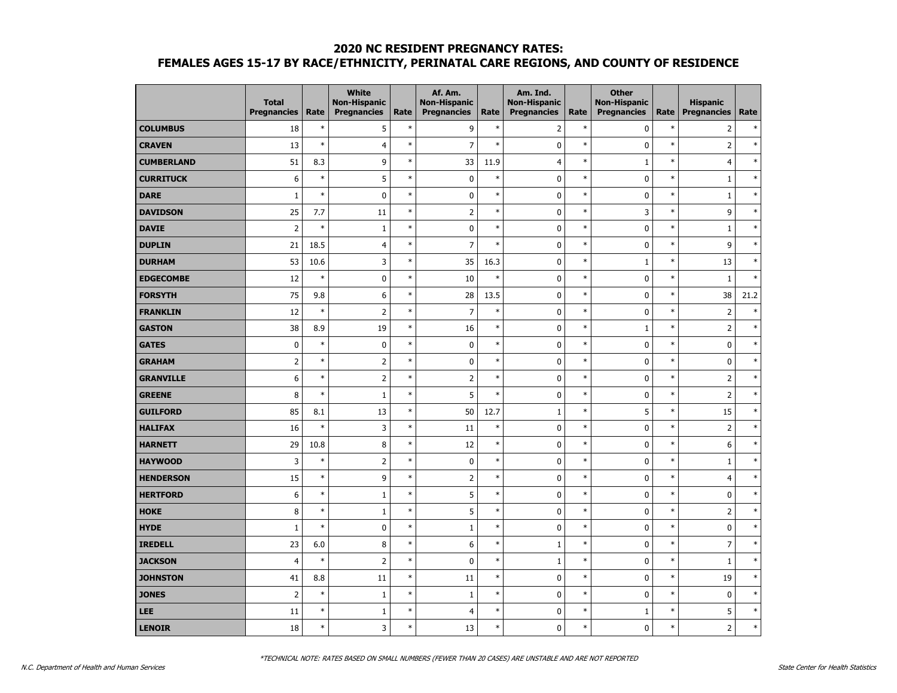## 2020 NC RESIDENT PREGNANCY RATES:
## FEMALES AGES 15-17 BY RACE/ETHNICITY, PERINATAL CARE REGIONS, AND COUNTY OF RESIDENCE

| | Total Pregnancies | Rate | White Non-Hispanic Pregnancies | Rate | Af. Am. Non-Hispanic Pregnancies | Rate | Am. Ind. Non-Hispanic Pregnancies | Rate | Other Non-Hispanic Pregnancies | Rate | Hispanic Pregnancies | Rate |
|---|---|---|---|---|---|---|---|---|---|---|---|---|
| **COLUMBUS** | 18 | * | 5 | * | 9 | * | 2 | * | 0 | * | 2 | * |
| **CRAVEN** | 13 | * | 4 | * | 7 | * | 0 | * | 0 | * | 2 | * |
| **CUMBERLAND** | 51 | 8.3 | 9 | * | 33 | 11.9 | 4 | * | 1 | * | 4 | * |
| **CURRITUCK** | 6 | * | 5 | * | 0 | * | 0 | * | 0 | * | 1 | * |
| **DARE** | 1 | * | 0 | * | 0 | * | 0 | * | 0 | * | 1 | * |
| **DAVIDSON** | 25 | 7.7 | 11 | * | 2 | * | 0 | * | 3 | * | 9 | * |
| **DAVIE** | 2 | * | 1 | * | 0 | * | 0 | * | 0 | * | 1 | * |
| **DUPLIN** | 21 | 18.5 | 4 | * | 7 | * | 0 | * | 0 | * | 9 | * |
| **DURHAM** | 53 | 10.6 | 3 | * | 35 | 16.3 | 0 | * | 1 | * | 13 | * |
| **EDGECOMBE** | 12 | * | 0 | * | 10 | * | 0 | * | 0 | * | 1 | * |
| **FORSYTH** | 75 | 9.8 | 6 | * | 28 | 13.5 | 0 | * | 0 | * | 38 | 21.2 |
| **FRANKLIN** | 12 | * | 2 | * | 7 | * | 0 | * | 0 | * | 2 | * |
| **GASTON** | 38 | 8.9 | 19 | * | 16 | * | 0 | * | 1 | * | 2 | * |
| **GATES** | 0 | * | 0 | * | 0 | * | 0 | * | 0 | * | 0 | * |
| **GRAHAM** | 2 | * | 2 | * | 0 | * | 0 | * | 0 | * | 0 | * |
| **GRANVILLE** | 6 | * | 2 | * | 2 | * | 0 | * | 0 | * | 2 | * |
| **GREENE** | 8 | * | 1 | * | 5 | * | 0 | * | 0 | * | 2 | * |
| **GUILFORD** | 85 | 8.1 | 13 | * | 50 | 12.7 | 1 | * | 5 | * | 15 | * |
| **HALIFAX** | 16 | * | 3 | * | 11 | * | 0 | * | 0 | * | 2 | * |
| **HARNETT** | 29 | 10.8 | 8 | * | 12 | * | 0 | * | 0 | * | 6 | * |
| **HAYWOOD** | 3 | * | 2 | * | 0 | * | 0 | * | 0 | * | 1 | * |
| **HENDERSON** | 15 | * | 9 | * | 2 | * | 0 | * | 0 | * | 4 | * |
| **HERTFORD** | 6 | * | 1 | * | 5 | * | 0 | * | 0 | * | 0 | * |
| **HOKE** | 8 | * | 1 | * | 5 | * | 0 | * | 0 | * | 2 | * |
| **HYDE** | 1 | * | 0 | * | 1 | * | 0 | * | 0 | * | 0 | * |
| **IREDELL** | 23 | 6.0 | 8 | * | 6 | * | 1 | * | 0 | * | 7 | * |
| **JACKSON** | 4 | * | 2 | * | 0 | * | 1 | * | 0 | * | 1 | * |
| **JOHNSTON** | 41 | 8.8 | 11 | * | 11 | * | 0 | * | 0 | * | 19 | * |
| **JONES** | 2 | * | 1 | * | 1 | * | 0 | * | 0 | * | 0 | * |
| **LEE** | 11 | * | 1 | * | 4 | * | 0 | * | 1 | * | 5 | * |
| **LENOIR** | 18 | * | 3 | * | 13 | * | 0 | * | 0 | * | 2 | * |

*TECHNICAL NOTE: RATES BASED ON SMALL NUMBERS (FEWER THAN 20 CASES) ARE UNSTABLE AND ARE NOT REPORTED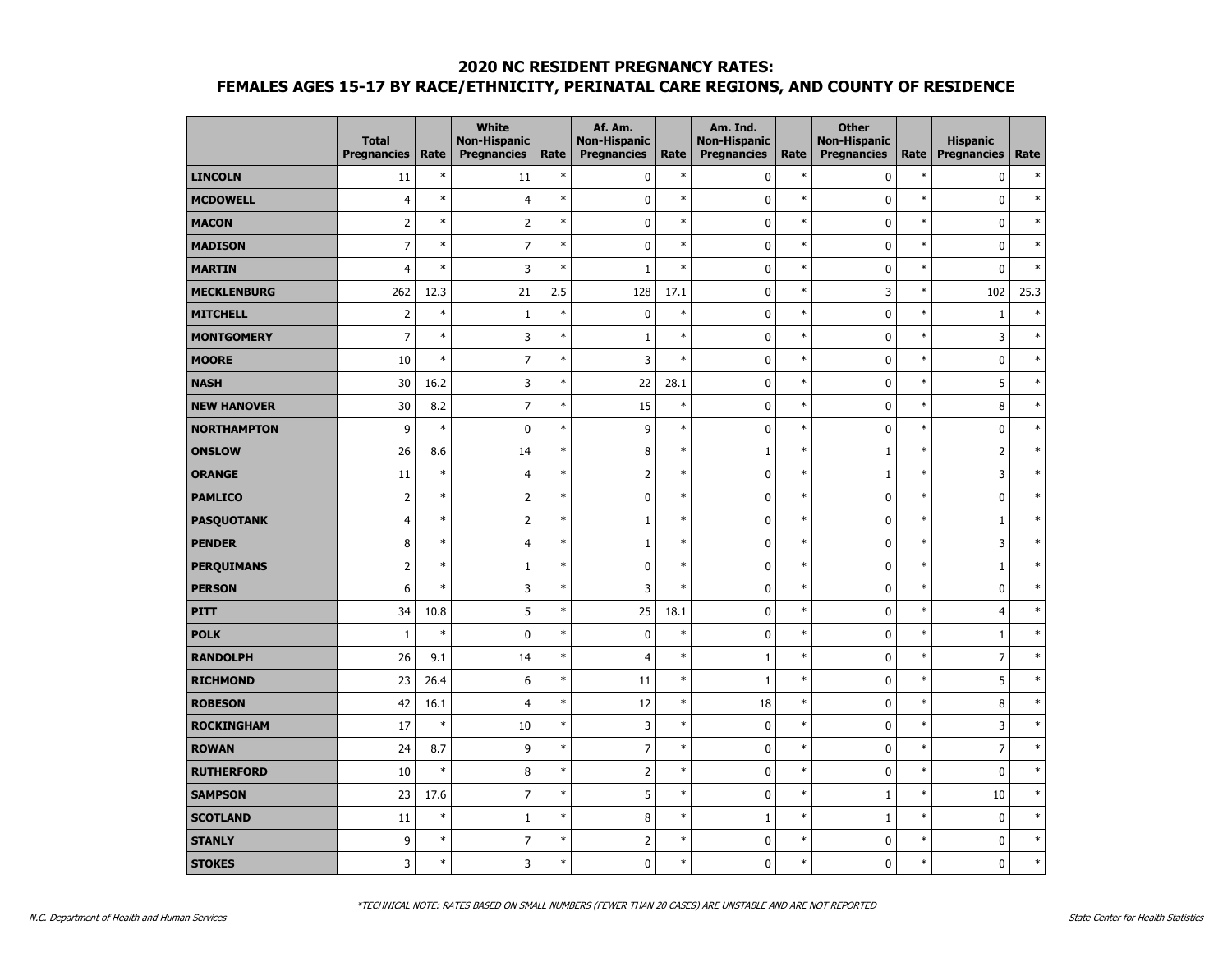## 2020 NC RESIDENT PREGNANCY RATES:
## FEMALES AGES 15-17 BY RACE/ETHNICITY, PERINATAL CARE REGIONS, AND COUNTY OF RESIDENCE

| | Total Pregnancies | Rate | White Non-Hispanic Pregnancies | Rate | Af. Am. Non-Hispanic Pregnancies | Rate | Am. Ind. Non-Hispanic Pregnancies | Rate | Other Non-Hispanic Pregnancies | Rate | Hispanic Pregnancies | Rate |
|---|---|---|---|---|---|---|---|---|---|---|---|---|
| **LINCOLN** | 11 | * | 11 | * | 0 | * | 0 | * | 0 | * | 0 | * |
| **MCDOWELL** | 4 | * | 4 | * | 0 | * | 0 | * | 0 | * | 0 | * |
| **MACON** | 2 | * | 2 | * | 0 | * | 0 | * | 0 | * | 0 | * |
| **MADISON** | 7 | * | 7 | * | 0 | * | 0 | * | 0 | * | 0 | * |
| **MARTIN** | 4 | * | 3 | * | 1 | * | 0 | * | 0 | * | 0 | * |
| **MECKLENBURG** | 262 | 12.3 | 21 | 2.5 | 128 | 17.1 | 0 | * | 3 | * | 102 | 25.3 |
| **MITCHELL** | 2 | * | 1 | * | 0 | * | 0 | * | 0 | * | 1 | * |
| **MONTGOMERY** | 7 | * | 3 | * | 1 | * | 0 | * | 0 | * | 3 | * |
| **MOORE** | 10 | * | 7 | * | 3 | * | 0 | * | 0 | * | 0 | * |
| **NASH** | 30 | 16.2 | 3 | * | 22 | 28.1 | 0 | * | 0 | * | 5 | * |
| **NEW HANOVER** | 30 | 8.2 | 7 | * | 15 | * | 0 | * | 0 | * | 8 | * |
| **NORTHAMPTON** | 9 | * | 0 | * | 9 | * | 0 | * | 0 | * | 0 | * |
| **ONSLOW** | 26 | 8.6 | 14 | * | 8 | * | 1 | * | 1 | * | 2 | * |
| **ORANGE** | 11 | * | 4 | * | 2 | * | 0 | * | 1 | * | 3 | * |
| **PAMLICO** | 2 | * | 2 | * | 0 | * | 0 | * | 0 | * | 0 | * |
| **PASQUOTANK** | 4 | * | 2 | * | 1 | * | 0 | * | 0 | * | 1 | * |
| **PENDER** | 8 | * | 4 | * | 1 | * | 0 | * | 0 | * | 3 | * |
| **PERQUIMANS** | 2 | * | 1 | * | 0 | * | 0 | * | 0 | * | 1 | * |
| **PERSON** | 6 | * | 3 | * | 3 | * | 0 | * | 0 | * | 0 | * |
| **PITT** | 34 | 10.8 | 5 | * | 25 | 18.1 | 0 | * | 0 | * | 4 | * |
| **POLK** | 1 | * | 0 | * | 0 | * | 0 | * | 0 | * | 1 | * |
| **RANDOLPH** | 26 | 9.1 | 14 | * | 4 | * | 1 | * | 0 | * | 7 | * |
| **RICHMOND** | 23 | 26.4 | 6 | * | 11 | * | 1 | * | 0 | * | 5 | * |
| **ROBESON** | 42 | 16.1 | 4 | * | 12 | * | 18 | * | 0 | * | 8 | * |
| **ROCKINGHAM** | 17 | * | 10 | * | 3 | * | 0 | * | 0 | * | 3 | * |
| **ROWAN** | 24 | 8.7 | 9 | * | 7 | * | 0 | * | 0 | * | 7 | * |
| **RUTHERFORD** | 10 | * | 8 | * | 2 | * | 0 | * | 0 | * | 0 | * |
| **SAMPSON** | 23 | 17.6 | 7 | * | 5 | * | 0 | * | 1 | * | 10 | * |
| **SCOTLAND** | 11 | * | 1 | * | 8 | * | 1 | * | 1 | * | 0 | * |
| **STANLY** | 9 | * | 7 | * | 2 | * | 0 | * | 0 | * | 0 | * |
| **STOKES** | 3 | * | 3 | * | 0 | * | 0 | * | 0 | * | 0 | * |

*TECHNICAL NOTE: RATES BASED ON SMALL NUMBERS (FEWER THAN 20 CASES) ARE UNSTABLE AND ARE NOT REPORTED

N.C. Department of Health and Human Services | State Center for Health Statistics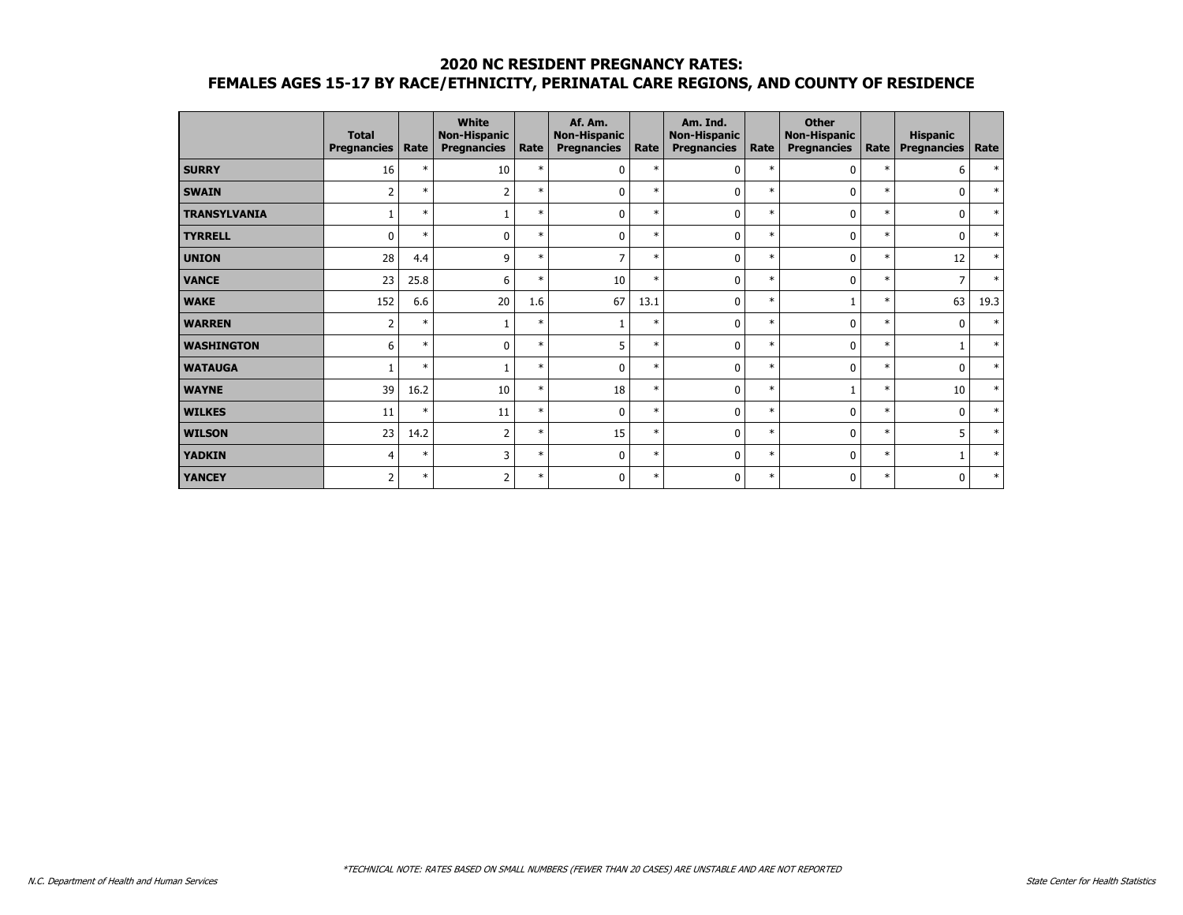## 2020 NC RESIDENT PREGNANCY RATES:
## FEMALES AGES 15-17 BY RACE/ETHNICITY, PERINATAL CARE REGIONS, AND COUNTY OF RESIDENCE

| | Total Pregnancies | Rate | White Non-Hispanic Pregnancies | Rate | Af. Am. Non-Hispanic Pregnancies | Rate | Am. Ind. Non-Hispanic Pregnancies | Rate | Other Non-Hispanic Pregnancies | Rate | Hispanic Pregnancies | Rate |
|---|---|---|---|---|---|---|---|---|---|---|---|---|
| **SURRY** | 16 | * | 10 | * | 0 | * | 0 | * | 0 | * | 6 | * |
| **SWAIN** | 2 | * | 2 | * | 0 | * | 0 | * | 0 | * | 0 | * |
| **TRANSYLVANIA** | 1 | * | 1 | * | 0 | * | 0 | * | 0 | * | 0 | * |
| **TYRRELL** | 0 | * | 0 | * | 0 | * | 0 | * | 0 | * | 0 | * |
| **UNION** | 28 | 4.4 | 9 | * | 7 | * | 0 | * | 0 | * | 12 | * |
| **VANCE** | 23 | 25.8 | 6 | * | 10 | * | 0 | * | 0 | * | 7 | * |
| **WAKE** | 152 | 6.6 | 20 | 1.6 | 67 | 13.1 | 0 | * | 1 | * | 63 | 19.3 |
| **WARREN** | 2 | * | 1 | * | 1 | * | 0 | * | 0 | * | 0 | * |
| **WASHINGTON** | 6 | * | 0 | * | 5 | * | 0 | * | 0 | * | 1 | * |
| **WATAUGA** | 1 | * | 1 | * | 0 | * | 0 | * | 0 | * | 0 | * |
| **WAYNE** | 39 | 16.2 | 10 | * | 18 | * | 0 | * | 1 | * | 10 | * |
| **WILKES** | 11 | * | 11 | * | 0 | * | 0 | * | 0 | * | 0 | * |
| **WILSON** | 23 | 14.2 | 2 | * | 15 | * | 0 | * | 0 | * | 5 | * |
| **YADKIN** | 4 | * | 3 | * | 0 | * | 0 | * | 0 | * | 1 | * |
| **YANCEY** | 2 | * | 2 | * | 0 | * | 0 | * | 0 | * | 0 | * |

*\*TECHNICAL NOTE: RATES BASED ON SMALL NUMBERS (FEWER THAN 20 CASES) ARE UNSTABLE AND ARE NOT REPORTED*